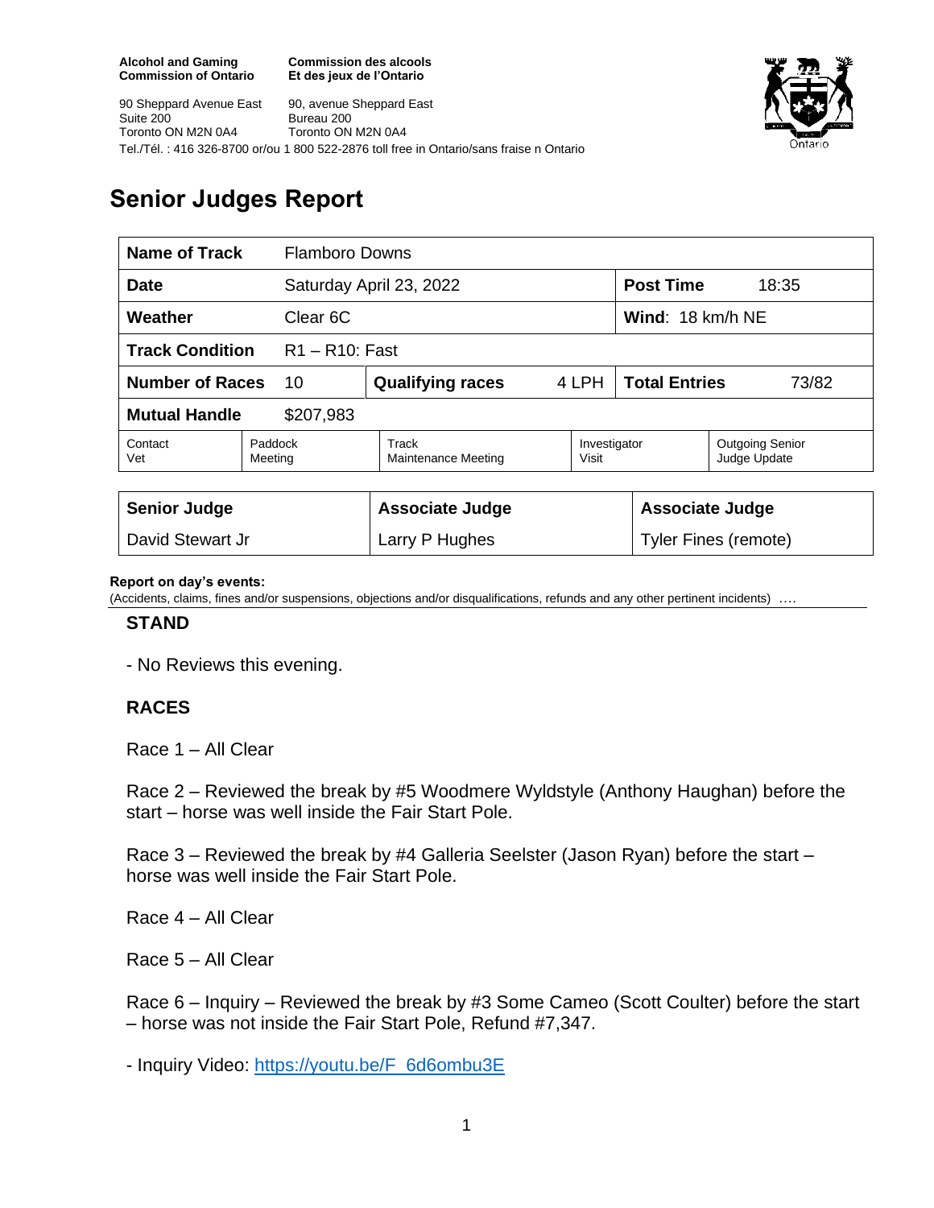**Alcohol and Gaming Commission of Ontario**
**Commission des alcools Et des jeux de l'Ontario**

90 Sheppard Avenue East
Suite 200
Toronto ON M2N 0A4

90, avenue Sheppard East
Bureau 200
Toronto ON M2N 0A4

Tel./Tél. : 416 326-8700 or/ou 1 800 522-2876 toll free in Ontario/sans fraise n Ontario

# Senior Judges Report

| **Name of Track** | Flamboro Downs | | | | |
|---|---|---|---|---|---|
| **Date** | Saturday April 23, 2022 | | | **Post Time** | 18:35 |
| **Weather** | Clear 6C | | | **Wind**: 18 km/h NE | |
| **Track Condition** | R1 – R10: Fast | | | | |
| **Number of Races** | 10 | **Qualifying races** | 4 LPH | **Total Entries** | 73/82 |
| **Mutual Handle** | $207,983 | | | | |
| Contact Vet | Paddock Meeting | Track Maintenance Meeting | Investigator Visit | Outgoing Senior Judge Update | |

| **Senior Judge** | **Associate Judge** | **Associate Judge** |
|---|---|---|
| David Stewart Jr | Larry P Hughes | Tyler Fines (remote) |

**Report on day's events:**
(Accidents, claims, fines and/or suspensions, objections and/or disqualifications, refunds and any other pertinent incidents) ….

### STAND

- No Reviews this evening.

### RACES

Race 1 – All Clear

Race 2 – Reviewed the break by #5 Woodmere Wyldstyle (Anthony Haughan) before the start – horse was well inside the Fair Start Pole.

Race 3 – Reviewed the break by #4 Galleria Seelster (Jason Ryan) before the start – horse was well inside the Fair Start Pole.

Race 4 – All Clear

Race 5 – All Clear

Race 6 – Inquiry – Reviewed the break by #3 Some Cameo (Scott Coulter) before the start – horse was not inside the Fair Start Pole, Refund #7,347.

- Inquiry Video: https://youtu.be/F_6d6ombu3E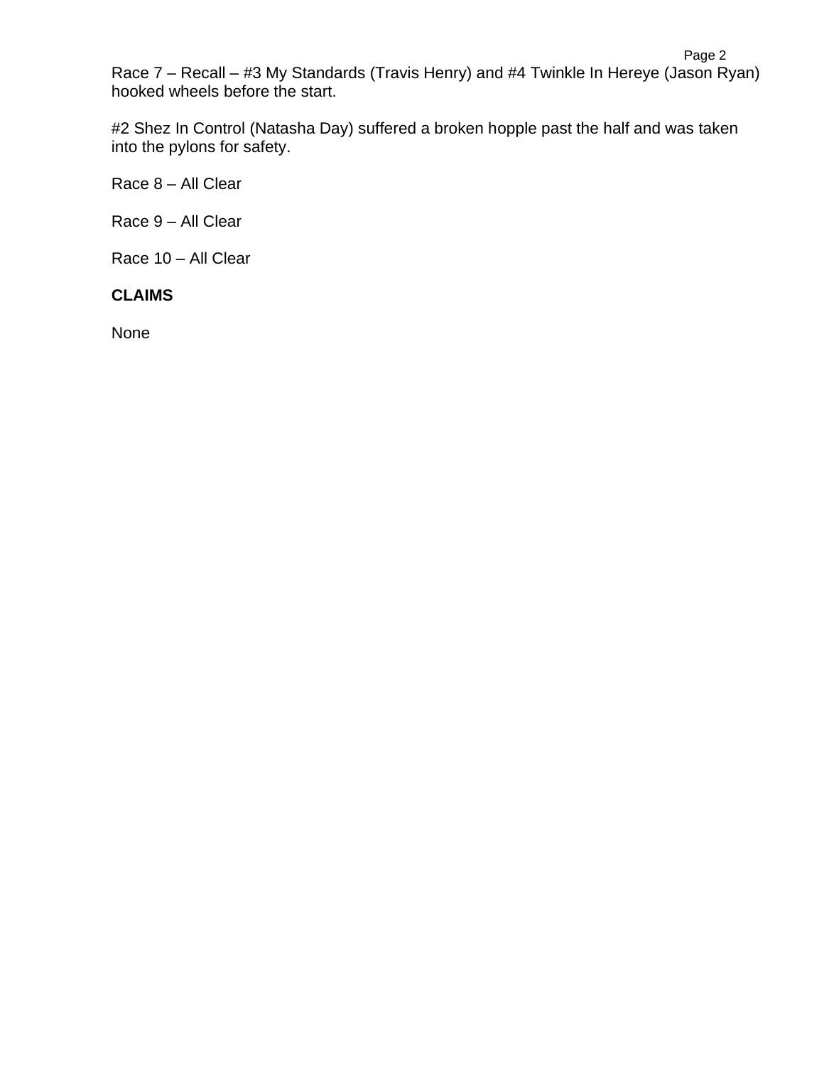Race 7 – Recall – #3 My Standards (Travis Henry) and #4 Twinkle In Hereye (Jason Ryan) hooked wheels before the start.

#2 Shez In Control (Natasha Day) suffered a broken hopple past the half and was taken into the pylons for safety.

Race 8 – All Clear

Race 9 – All Clear

Race 10 – All Clear

**CLAIMS**

None